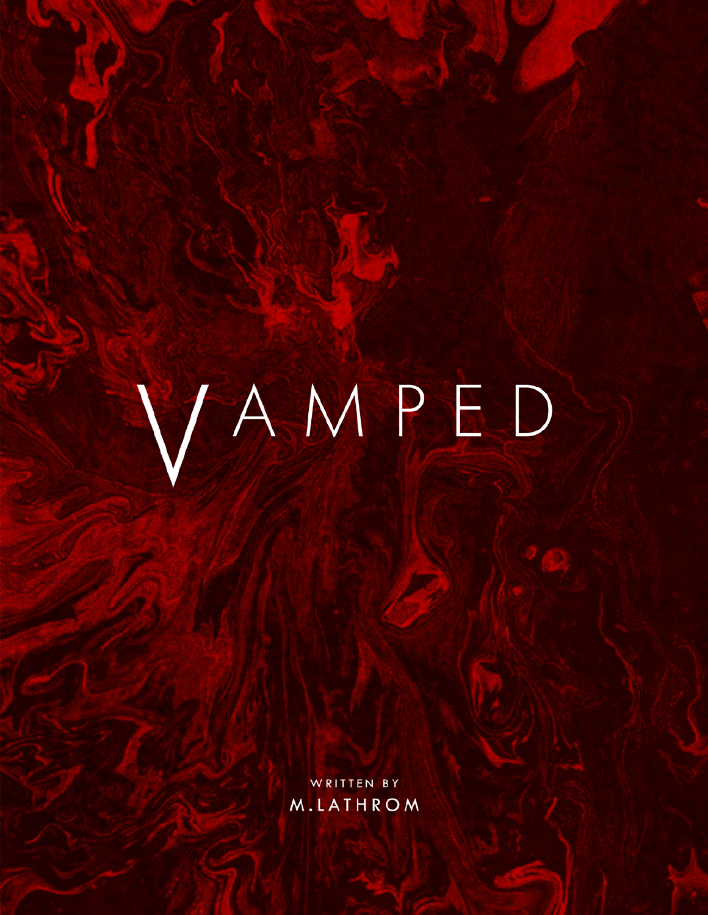# VAMPED

WRITTEN BY

M.LATHROM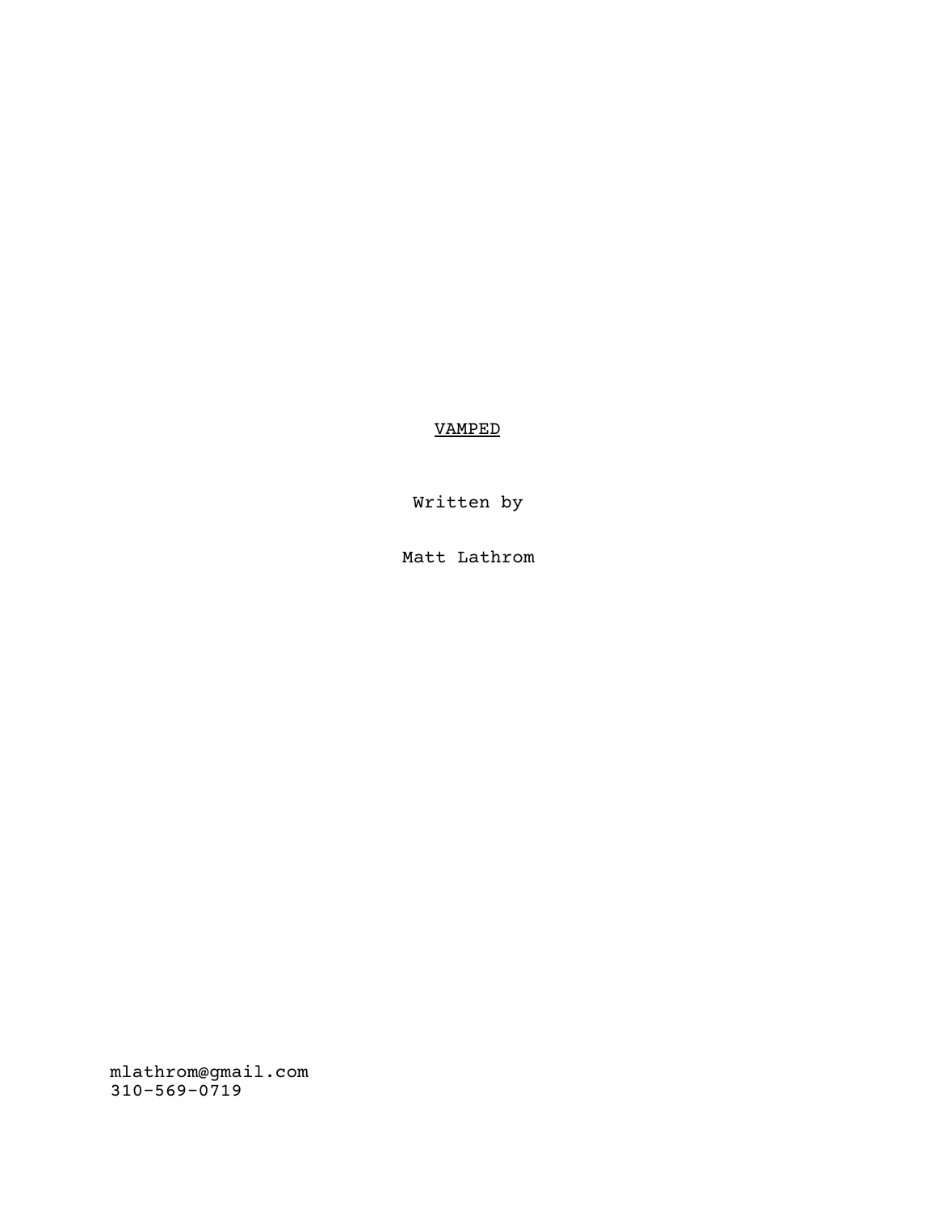<u>VAMPED</u>

Written by

Matt Lathrom

mlathrom@gmail.com
310-569-0719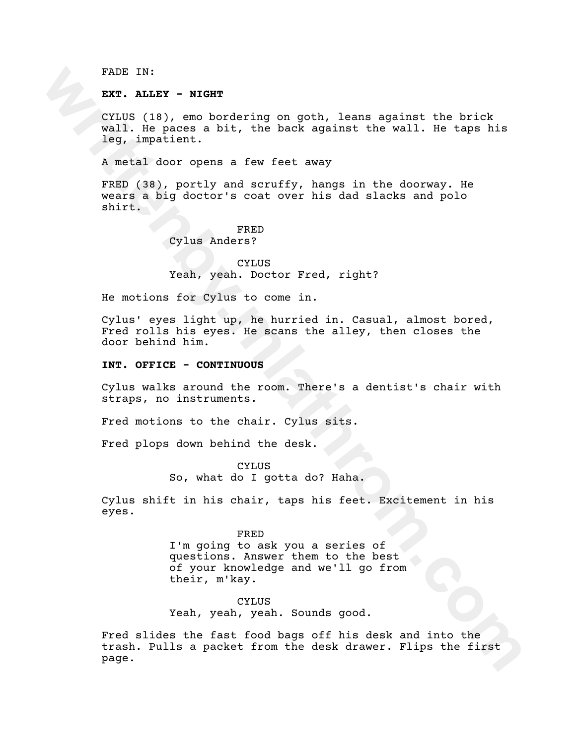FADE IN:

**EXT. ALLEY - NIGHT**

CYLUS (18), emo bordering on goth, leans against the brick wall. He paces a bit, the back against the wall. He taps his leg, impatient.

A metal door opens a few feet away

FRED (38), portly and scruffy, hangs in the doorway. He wears a big doctor's coat over his dad slacks and polo shirt.

FRED
Cylus Anders?

CYLUS
Yeah, yeah. Doctor Fred, right?

He motions for Cylus to come in.

Cylus' eyes light up, he hurried in. Casual, almost bored, Fred rolls his eyes. He scans the alley, then closes the door behind him.

**INT. OFFICE - CONTINUOUS**

Cylus walks around the room. There's a dentist's chair with straps, no instruments.

Fred motions to the chair. Cylus sits.

Fred plops down behind the desk.

CYLUS
So, what do I gotta do? Haha.

Cylus shift in his chair, taps his feet. Excitement in his eyes.

FRED
I'm going to ask you a series of questions. Answer them to the best of your knowledge and we'll go from their, m'kay.

CYLUS
Yeah, yeah, yeah. Sounds good.

Fred slides the fast food bags off his desk and into the trash. Pulls a packet from the desk drawer. Flips the first page.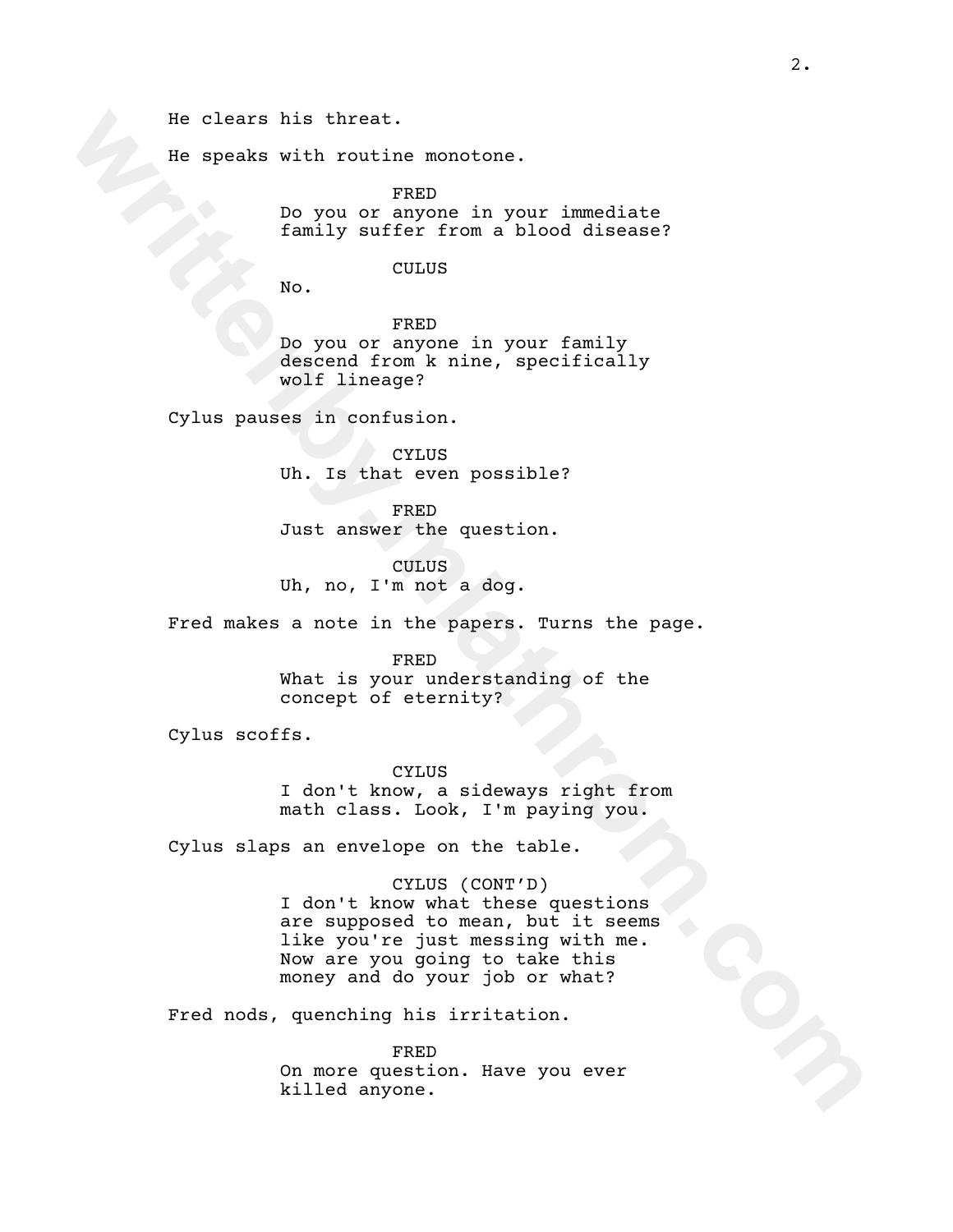He clears his threat.

He speaks with routine monotone.

FRED
Do you or anyone in your immediate family suffer from a blood disease?

CULUS
No.

FRED
Do you or anyone in your family descend from k nine, specifically wolf lineage?

Cylus pauses in confusion.

CYLUS
Uh. Is that even possible?

FRED
Just answer the question.

CULUS
Uh, no, I'm not a dog.

Fred makes a note in the papers. Turns the page.

FRED
What is your understanding of the concept of eternity?

Cylus scoffs.

CYLUS
I don't know, a sideways right from math class. Look, I'm paying you.

Cylus slaps an envelope on the table.

CYLUS (CONT'D)
I don't know what these questions are supposed to mean, but it seems like you're just messing with me. Now are you going to take this money and do your job or what?

Fred nods, quenching his irritation.

FRED
On more question. Have you ever killed anyone.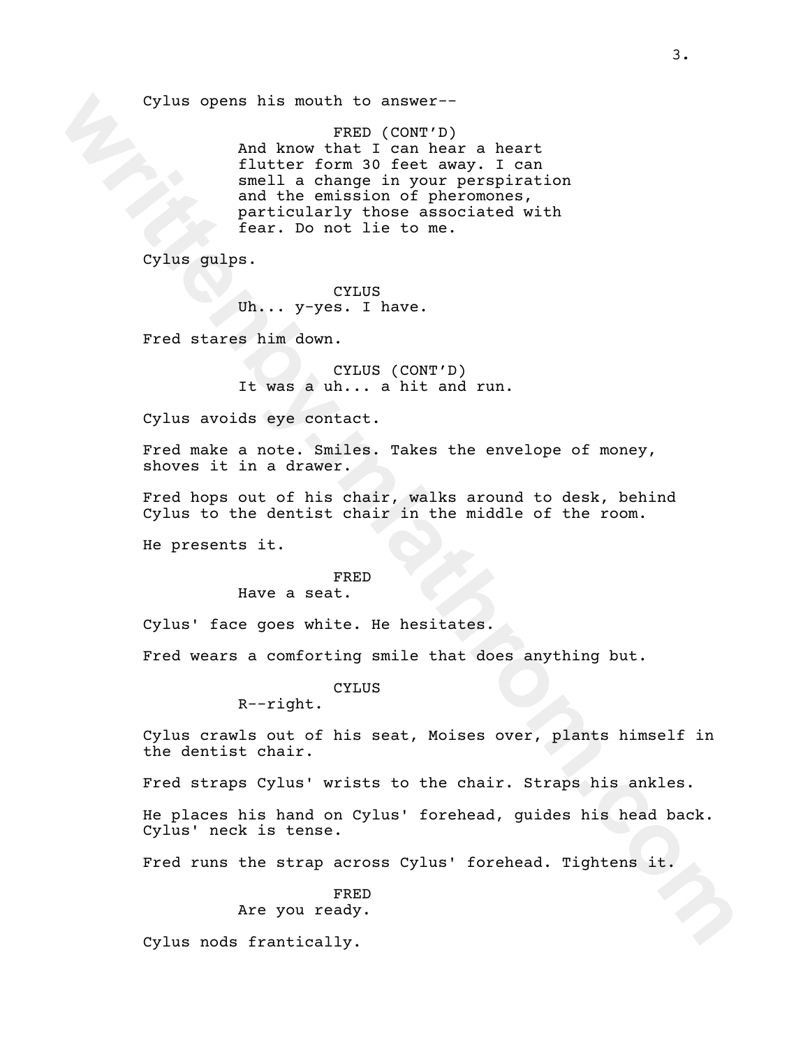Cylus opens his mouth to answer--

FRED (CONT'D)
And know that I can hear a heart flutter form 30 feet away. I can smell a change in your perspiration and the emission of pheromones, particularly those associated with fear. Do not lie to me.

Cylus gulps.

CYLUS
Uh... y-yes. I have.

Fred stares him down.

CYLUS (CONT'D)
It was a uh... a hit and run.

Cylus avoids eye contact.

Fred make a note. Smiles. Takes the envelope of money, shoves it in a drawer.

Fred hops out of his chair, walks around to desk, behind Cylus to the dentist chair in the middle of the room.

He presents it.

FRED
Have a seat.

Cylus' face goes white. He hesitates.

Fred wears a comforting smile that does anything but.

CYLUS
R--right.

Cylus crawls out of his seat, Moises over, plants himself in the dentist chair.

Fred straps Cylus' wrists to the chair. Straps his ankles.

He places his hand on Cylus' forehead, guides his head back. Cylus' neck is tense.

Fred runs the strap across Cylus' forehead. Tightens it.

FRED
Are you ready.

Cylus nods frantically.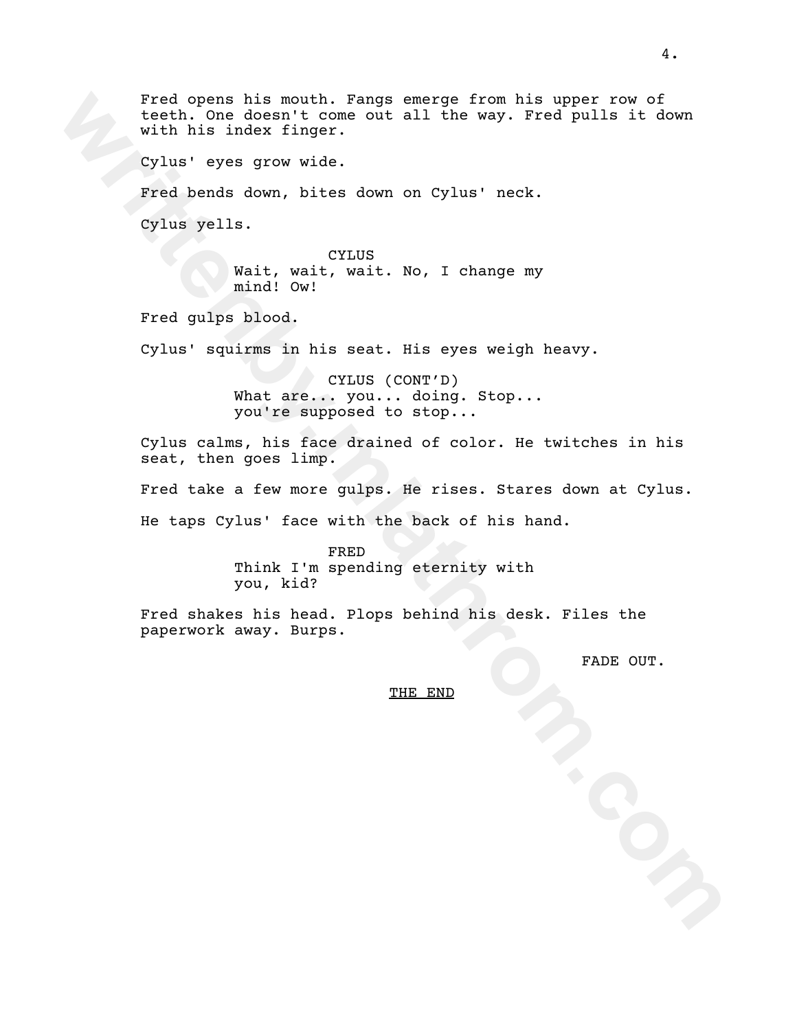Fred opens his mouth. Fangs emerge from his upper row of teeth. One doesn't come out all the way. Fred pulls it down with his index finger.

Cylus' eyes grow wide.

Fred bends down, bites down on Cylus' neck.

Cylus yells.

CYLUS
Wait, wait, wait. No, I change my mind! Ow!

Fred gulps blood.

Cylus' squirms in his seat. His eyes weigh heavy.

CYLUS (CONT'D)
What are... you... doing. Stop... you're supposed to stop...

Cylus calms, his face drained of color. He twitches in his seat, then goes limp.

Fred take a few more gulps. He rises. Stares down at Cylus.

He taps Cylus' face with the back of his hand.

FRED
Think I'm spending eternity with you, kid?

Fred shakes his head. Plops behind his desk. Files the paperwork away. Burps.

FADE OUT.

THE END